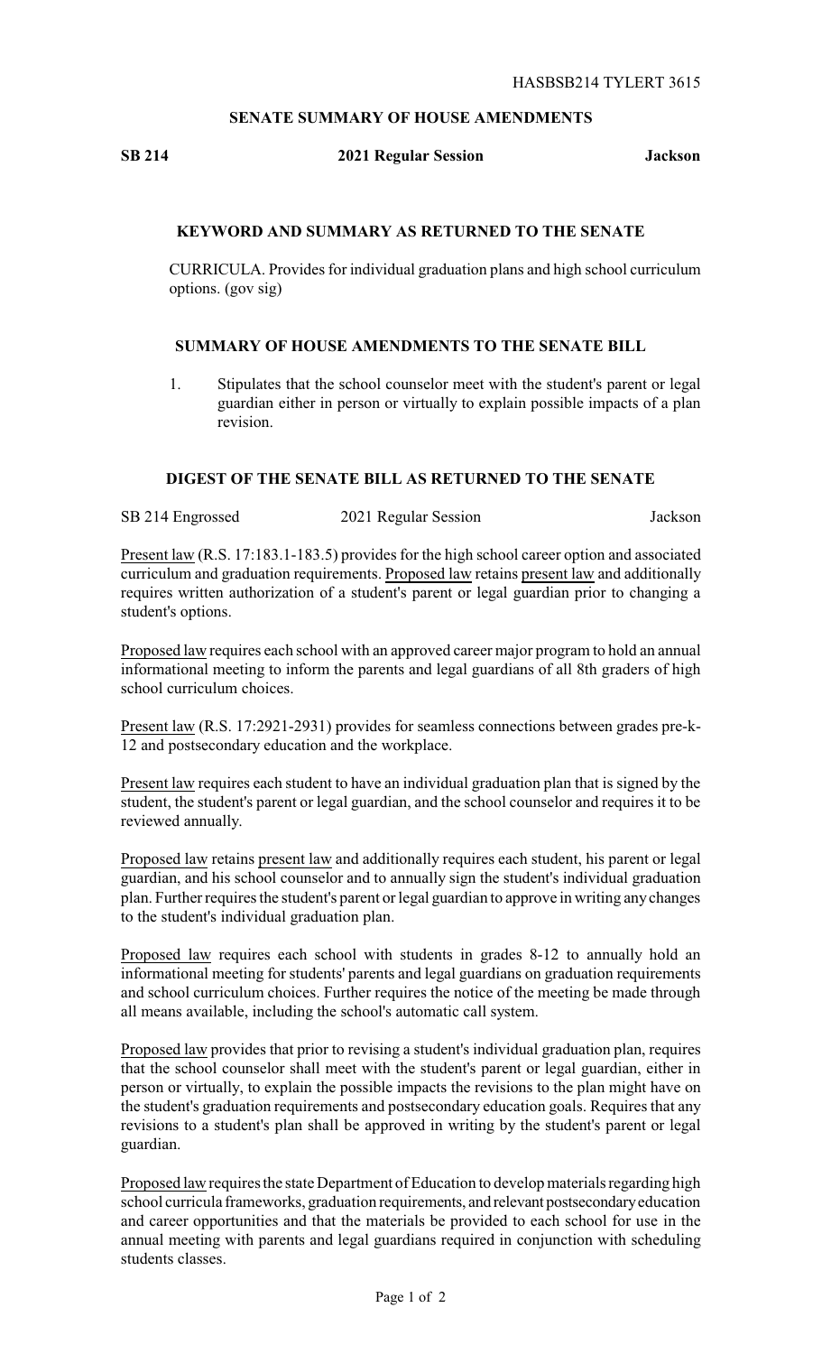HASBSB214 TYLERT 3615

## SENATE SUMMARY OF HOUSE AMENDMENTS

**SB 214 2021 Regular Session Jackson**

### KEYWORD AND SUMMARY AS RETURNED TO THE SENATE

CURRICULA. Provides for individual graduation plans and high school curriculum options. (gov sig)

### SUMMARY OF HOUSE AMENDMENTS TO THE SENATE BILL

1. Stipulates that the school counselor meet with the student's parent or legal guardian either in person or virtually to explain possible impacts of a plan revision.

### DIGEST OF THE SENATE BILL AS RETURNED TO THE SENATE

SB 214 Engrossed 2021 Regular Session Jackson

Present law (R.S. 17:183.1-183.5) provides for the high school career option and associated curriculum and graduation requirements. Proposed law retains present law and additionally requires written authorization of a student's parent or legal guardian prior to changing a student's options.

Proposed law requires each school with an approved career major program to hold an annual informational meeting to inform the parents and legal guardians of all 8th graders of high school curriculum choices.

Present law (R.S. 17:2921-2931) provides for seamless connections between grades pre-k-12 and postsecondary education and the workplace.

Present law requires each student to have an individual graduation plan that is signed by the student, the student's parent or legal guardian, and the school counselor and requires it to be reviewed annually.

Proposed law retains present law and additionally requires each student, his parent or legal guardian, and his school counselor and to annually sign the student's individual graduation plan. Further requires the student's parent or legal guardian to approve in writing any changes to the student's individual graduation plan.

Proposed law requires each school with students in grades 8-12 to annually hold an informational meeting for students' parents and legal guardians on graduation requirements and school curriculum choices. Further requires the notice of the meeting be made through all means available, including the school's automatic call system.

Proposed law provides that prior to revising a student's individual graduation plan, requires that the school counselor shall meet with the student's parent or legal guardian, either in person or virtually, to explain the possible impacts the revisions to the plan might have on the student's graduation requirements and postsecondary education goals. Requires that any revisions to a student's plan shall be approved in writing by the student's parent or legal guardian.

Proposed law requires the state Department of Education to develop materials regarding high school curricula frameworks, graduation requirements, and relevant postsecondary education and career opportunities and that the materials be provided to each school for use in the annual meeting with parents and legal guardians required in conjunction with scheduling students classes.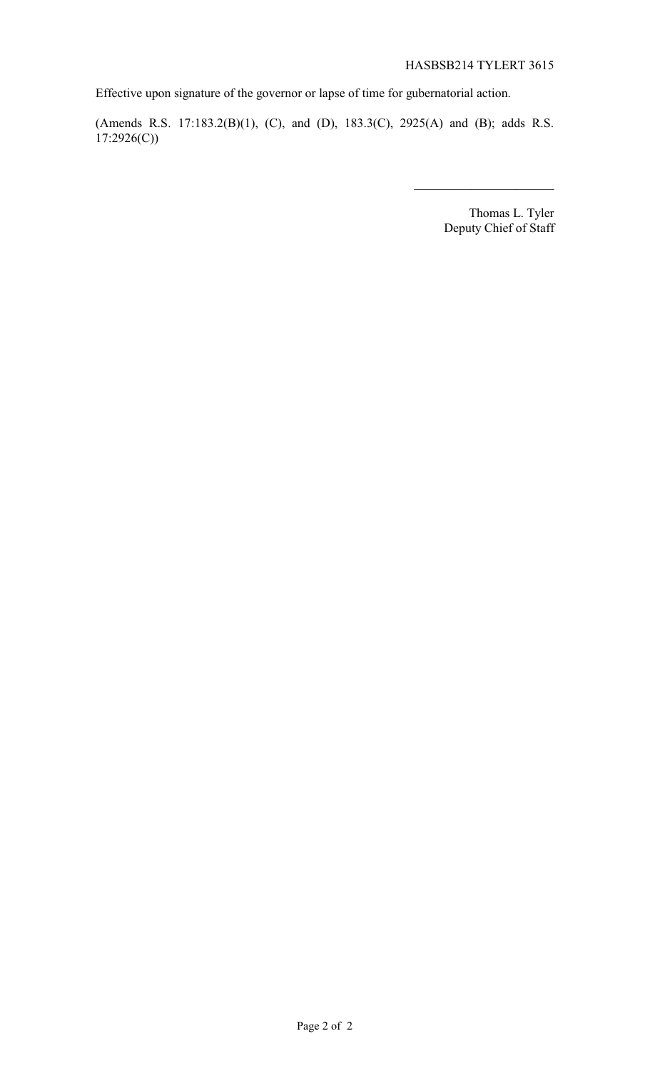Effective upon signature of the governor or lapse of time for gubernatorial action.

(Amends R.S. 17:183.2(B)(1), (C), and (D), 183.3(C), 2925(A) and (B); adds R.S. 17:2926(C))

Thomas L. Tyler
Deputy Chief of Staff